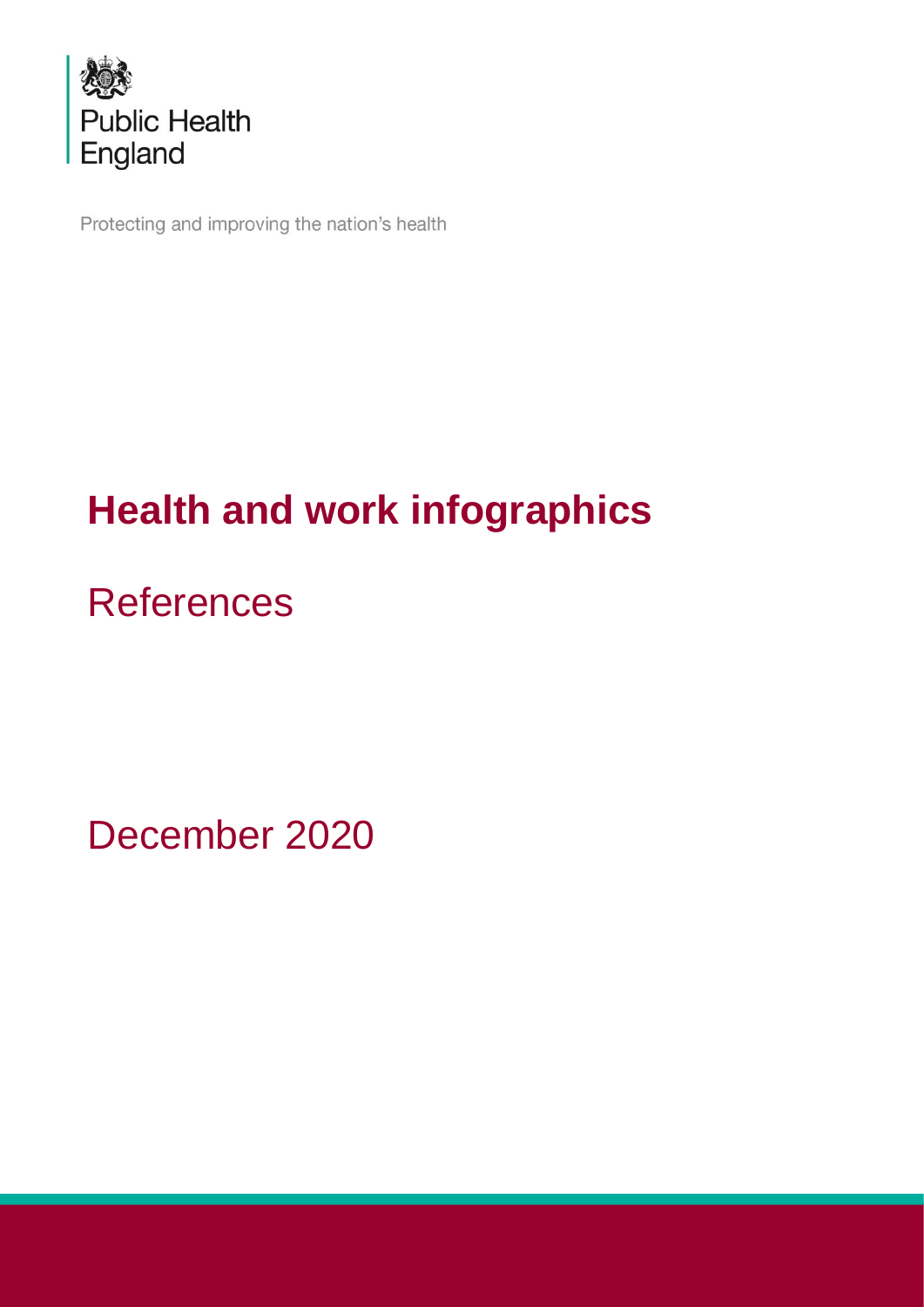Public Health England

Protecting and improving the nation's health

# Health and work infographics

## References

December 2020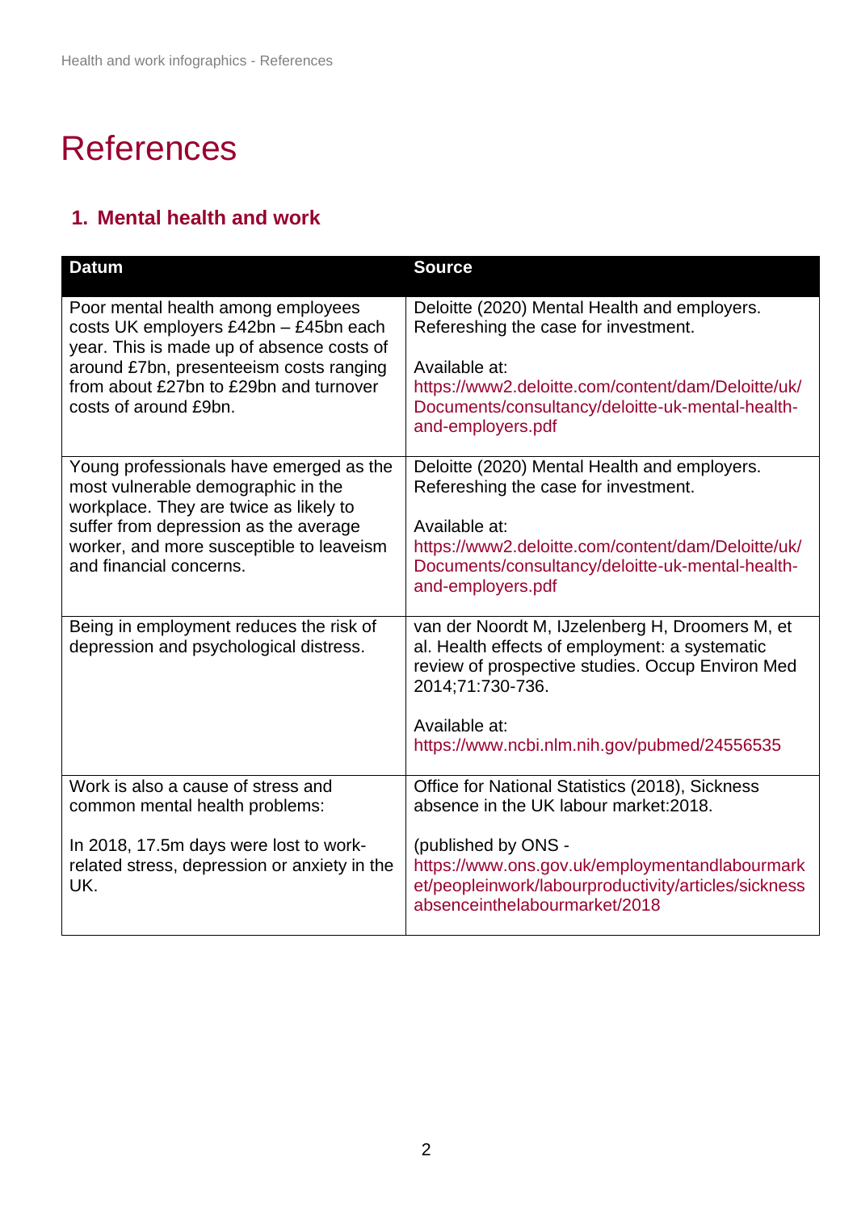# References

## 1. Mental health and work

| Datum | Source |
| --- | --- |
| Poor mental health among employees costs UK employers £42bn – £45bn each year. This is made up of absence costs of around £7bn, presenteeism costs ranging from about £27bn to £29bn and turnover costs of around £9bn. | Deloitte (2020) Mental Health and employers. Refereshing the case for investment.<br><br>Available at:<br>https://www2.deloitte.com/content/dam/Deloitte/uk/Documents/consultancy/deloitte-uk-mental-health-and-employers.pdf |
| Young professionals have emerged as the most vulnerable demographic in the workplace. They are twice as likely to suffer from depression as the average worker, and more susceptible to leaveism and financial concerns. | Deloitte (2020) Mental Health and employers. Refereshing the case for investment.<br><br>Available at:<br>https://www2.deloitte.com/content/dam/Deloitte/uk/Documents/consultancy/deloitte-uk-mental-health-and-employers.pdf |
| Being in employment reduces the risk of depression and psychological distress. | van der Noordt M, IJzelenberg H, Droomers M, et al. Health effects of employment: a systematic review of prospective studies. Occup Environ Med 2014;71:730-736.<br><br>Available at:<br>https://www.ncbi.nlm.nih.gov/pubmed/24556535 |
| Work is also a cause of stress and common mental health problems:<br><br>In 2018, 17.5m days were lost to work-related stress, depression or anxiety in the UK. | Office for National Statistics (2018), Sickness absence in the UK labour market:2018.<br><br>(published by ONS - https://www.ons.gov.uk/employmentandlabourmarket/peopleinwork/labourproductivity/articles/sicknessabsenceinthelabourmarket/2018 |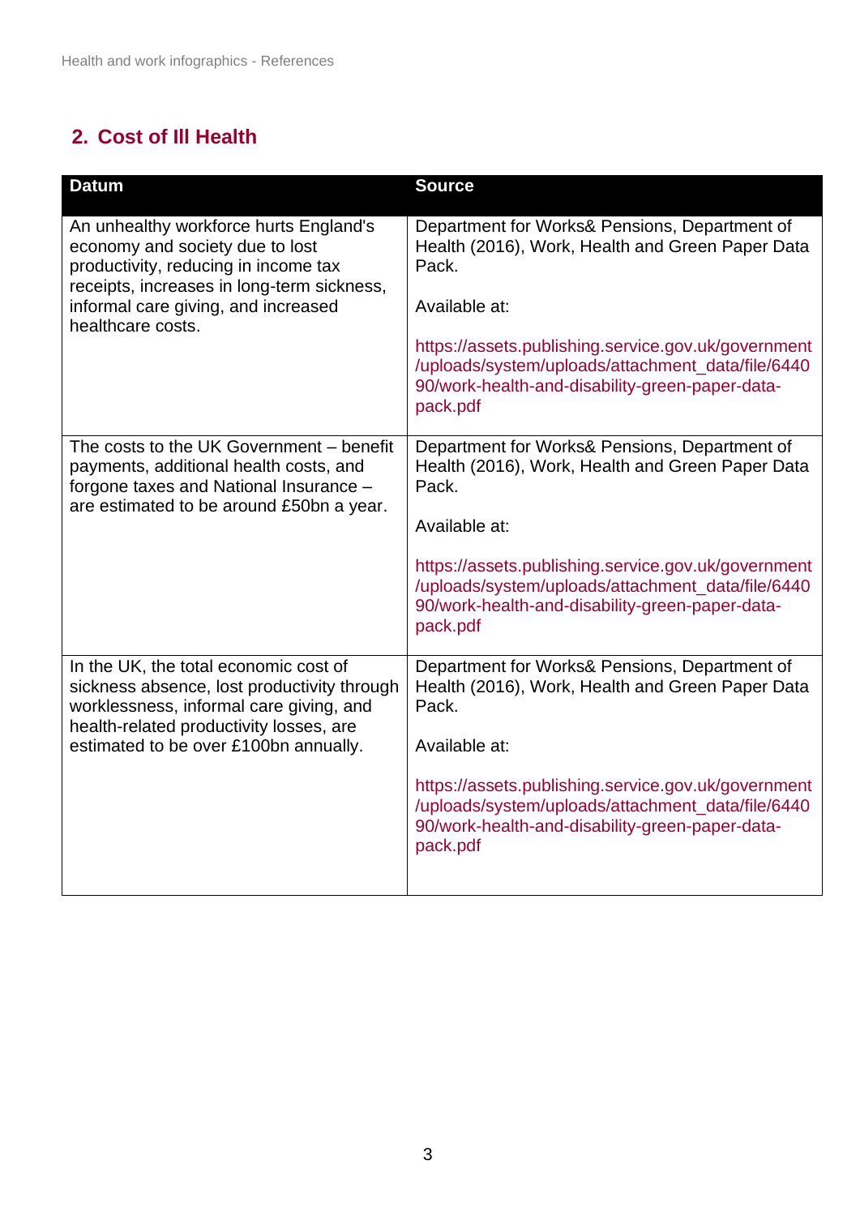## 2. Cost of Ill Health

| Datum | Source |
|---|---|
| An unhealthy workforce hurts England's economy and society due to lost productivity, reducing in income tax receipts, increases in long-term sickness, informal care giving, and increased healthcare costs. | Department for Works& Pensions, Department of Health (2016), Work, Health and Green Paper Data Pack.<br><br>Available at:<br><br>https://assets.publishing.service.gov.uk/government/uploads/system/uploads/attachment_data/file/644090/work-health-and-disability-green-paper-data-pack.pdf |
| The costs to the UK Government – benefit payments, additional health costs, and forgone taxes and National Insurance – are estimated to be around £50bn a year. | Department for Works& Pensions, Department of Health (2016), Work, Health and Green Paper Data Pack.<br><br>Available at:<br><br>https://assets.publishing.service.gov.uk/government/uploads/system/uploads/attachment_data/file/644090/work-health-and-disability-green-paper-data-pack.pdf |
| In the UK, the total economic cost of sickness absence, lost productivity through worklessness, informal care giving, and health-related productivity losses, are estimated to be over £100bn annually. | Department for Works& Pensions, Department of Health (2016), Work, Health and Green Paper Data Pack.<br><br>Available at:<br><br>https://assets.publishing.service.gov.uk/government/uploads/system/uploads/attachment_data/file/644090/work-health-and-disability-green-paper-data-pack.pdf |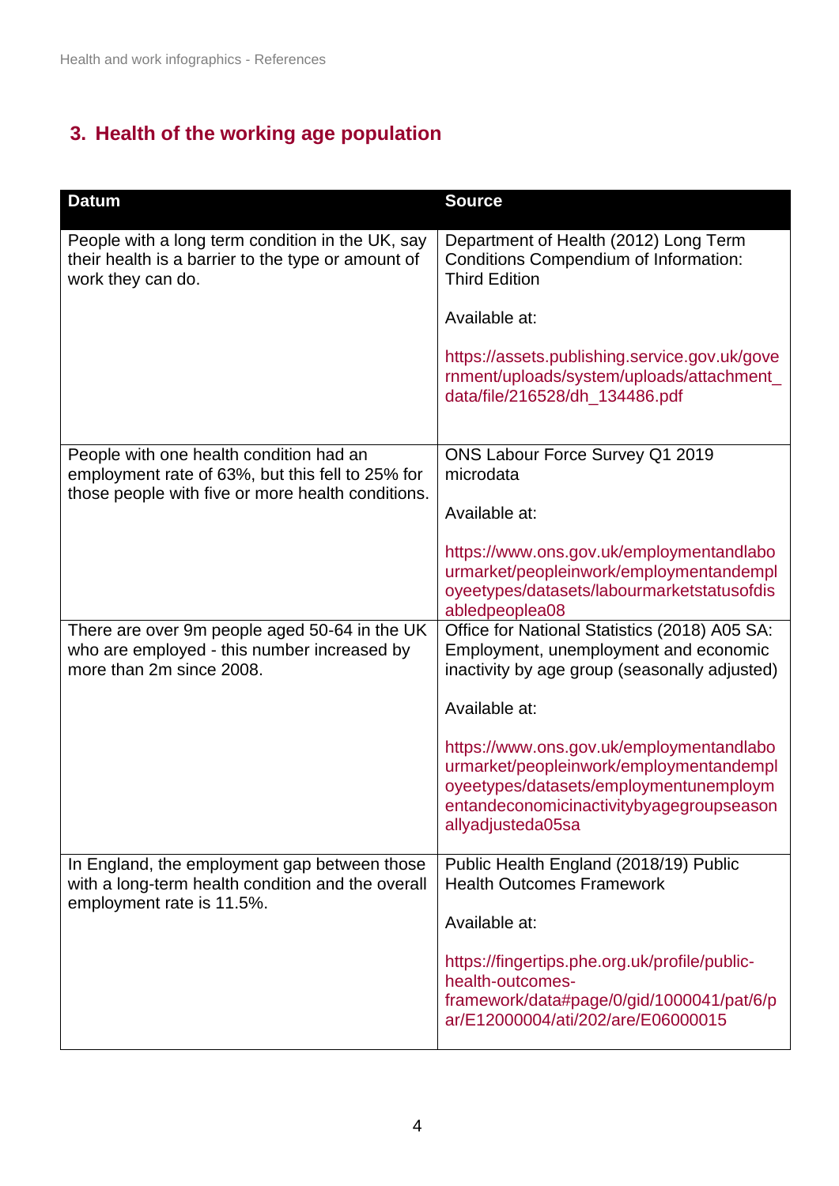## 3. Health of the working age population

| Datum | Source |
|---|---|
| People with a long term condition in the UK, say their health is a barrier to the type or amount of work they can do. | Department of Health (2012) Long Term Conditions Compendium of Information: Third Edition<br><br>Available at:<br><br>https://assets.publishing.service.gov.uk/government/uploads/system/uploads/attachment_data/file/216528/dh_134486.pdf |
| People with one health condition had an employment rate of 63%, but this fell to 25% for those people with five or more health conditions. | ONS Labour Force Survey Q1 2019 microdata<br><br>Available at:<br><br>https://www.ons.gov.uk/employmentandlabourmarket/peopleinwork/employmentandemployeetypes/datasets/labourmarketstatusofdisabledpeoplea08 |
| There are over 9m people aged 50-64 in the UK who are employed - this number increased by more than 2m since 2008. | Office for National Statistics (2018) A05 SA: Employment, unemployment and economic inactivity by age group (seasonally adjusted)<br><br>Available at:<br><br>https://www.ons.gov.uk/employmentandlabourmarket/peopleinwork/employmentandemployeetypes/datasets/employmentunemploymentandeconomicinactivitybyagegroupseasonallyadjusteda05sa |
| In England, the employment gap between those with a long-term health condition and the overall employment rate is 11.5%. | Public Health England (2018/19) Public Health Outcomes Framework<br><br>Available at:<br><br>https://fingertips.phe.org.uk/profile/public-health-outcomes-framework/data#page/0/gid/1000041/pat/6/par/E12000004/ati/202/are/E06000015 |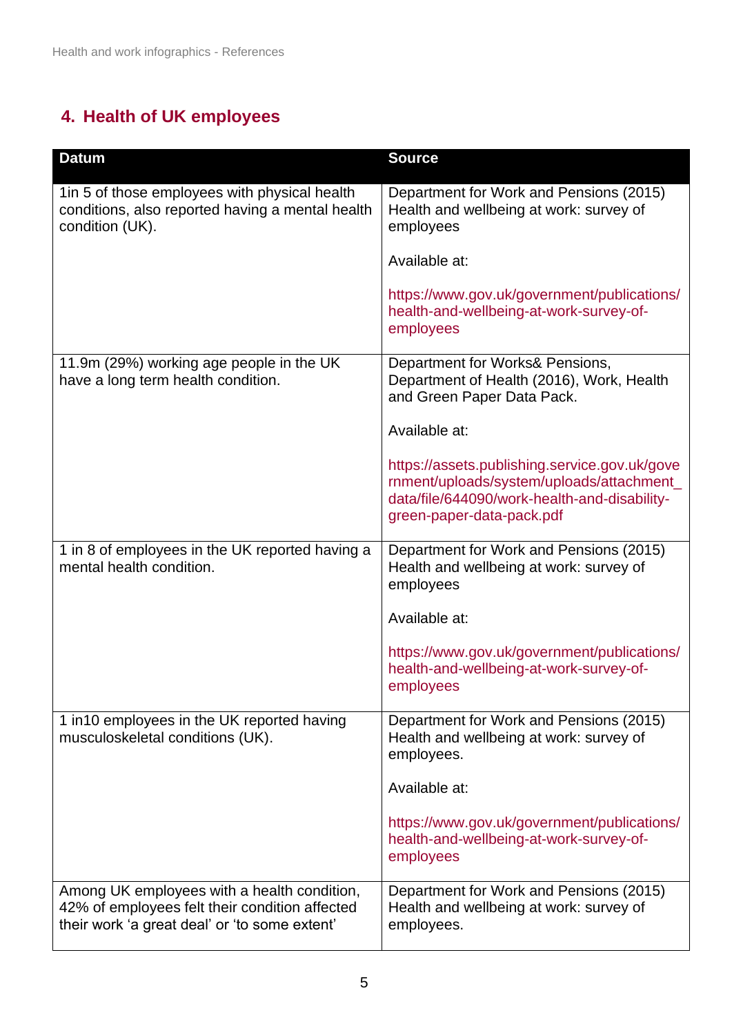## 4. Health of UK employees

| Datum | Source |
|---|---|
| 1in 5 of those employees with physical health conditions, also reported having a mental health condition (UK). | Department for Work and Pensions (2015) Health and wellbeing at work: survey of employees<br><br>Available at:<br><br>https://www.gov.uk/government/publications/health-and-wellbeing-at-work-survey-of-employees |
| 11.9m (29%) working age people in the UK have a long term health condition. | Department for Works& Pensions, Department of Health (2016), Work, Health and Green Paper Data Pack.<br><br>Available at:<br><br>https://assets.publishing.service.gov.uk/government/uploads/system/uploads/attachment_data/file/644090/work-health-and-disability-green-paper-data-pack.pdf |
| 1 in 8 of employees in the UK reported having a mental health condition. | Department for Work and Pensions (2015) Health and wellbeing at work: survey of employees<br><br>Available at:<br><br>https://www.gov.uk/government/publications/health-and-wellbeing-at-work-survey-of-employees |
| 1 in10 employees in the UK reported having musculoskeletal conditions (UK). | Department for Work and Pensions (2015) Health and wellbeing at work: survey of employees.<br><br>Available at:<br><br>https://www.gov.uk/government/publications/health-and-wellbeing-at-work-survey-of-employees |
| Among UK employees with a health condition, 42% of employees felt their condition affected their work 'a great deal' or 'to some extent' | Department for Work and Pensions (2015) Health and wellbeing at work: survey of employees. |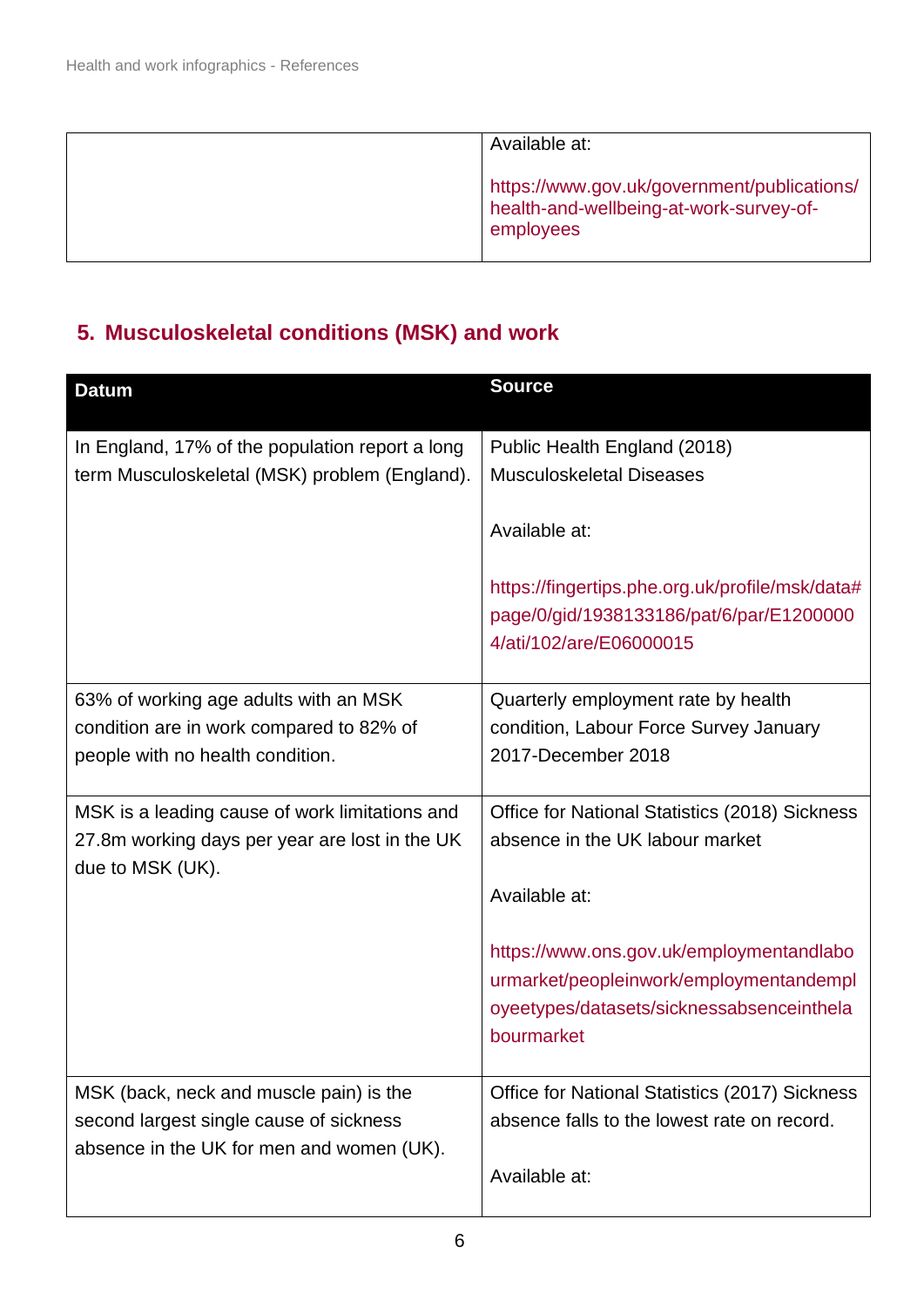| | |
|---|---|
| | Available at:<br><br>https://www.gov.uk/government/publications/health-and-wellbeing-at-work-survey-of-employees |

## 5. Musculoskeletal conditions (MSK) and work

| Datum | Source |
|---|---|
| In England, 17% of the population report a long term Musculoskeletal (MSK) problem (England). | Public Health England (2018) Musculoskeletal Diseases<br><br>Available at:<br><br>https://fingertips.phe.org.uk/profile/msk/data#page/0/gid/1938133186/pat/6/par/E12000004/ati/102/are/E06000015 |
| 63% of working age adults with an MSK condition are in work compared to 82% of people with no health condition. | Quarterly employment rate by health condition, Labour Force Survey January 2017-December 2018 |
| MSK is a leading cause of work limitations and 27.8m working days per year are lost in the UK due to MSK (UK). | Office for National Statistics (2018) Sickness absence in the UK labour market<br><br>Available at:<br><br>https://www.ons.gov.uk/employmentandlabourmarket/peopleinwork/employmentandemployeetypes/datasets/sicknessabsenceinthelabourmarket |
| MSK (back, neck and muscle pain) is the second largest single cause of sickness absence in the UK for men and women (UK). | Office for National Statistics (2017) Sickness absence falls to the lowest rate on record.<br><br>Available at: |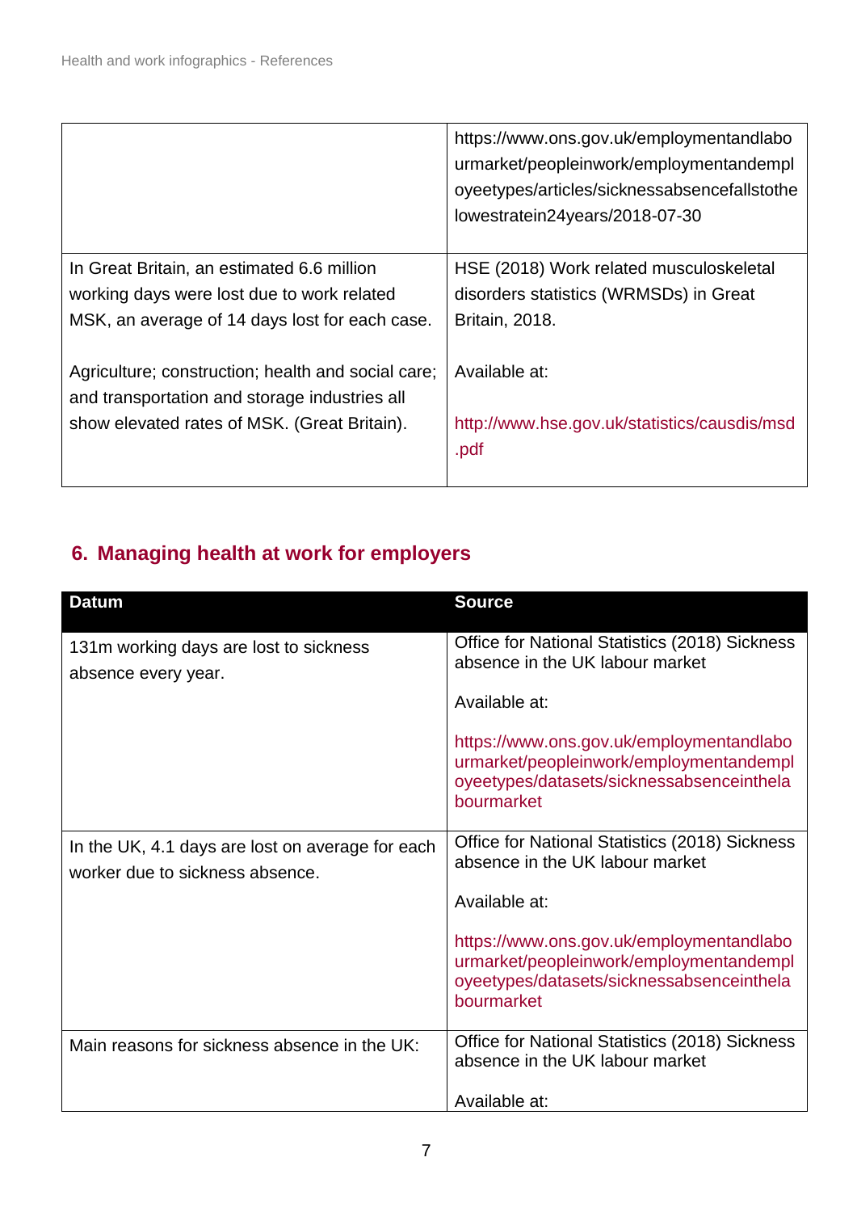| | |
|---|---|
| | https://www.ons.gov.uk/employmentandlabourmarket/peopleinwork/employmentandemployeetypes/articles/sicknessabsencefallstothelowestratein24years/2018-07-30 |
| In Great Britain, an estimated 6.6 million working days were lost due to work related MSK, an average of 14 days lost for each case.<br><br>Agriculture; construction; health and social care; and transportation and storage industries all show elevated rates of MSK. (Great Britain). | HSE (2018) Work related musculoskeletal disorders statistics (WRMSDs) in Great Britain, 2018.<br><br>Available at:<br><br>http://www.hse.gov.uk/statistics/causdis/msd.pdf |

## 6. Managing health at work for employers

| Datum | Source |
|---|---|
| 131m working days are lost to sickness absence every year. | Office for National Statistics (2018) Sickness absence in the UK labour market<br><br>Available at:<br><br>https://www.ons.gov.uk/employmentandlabourmarket/peopleinwork/employmentandemployeetypes/datasets/sicknessabsenceinthelabourmarket |
| In the UK, 4.1 days are lost on average for each worker due to sickness absence. | Office for National Statistics (2018) Sickness absence in the UK labour market<br><br>Available at:<br><br>https://www.ons.gov.uk/employmentandlabourmarket/peopleinwork/employmentandemployeetypes/datasets/sicknessabsenceinthelabourmarket |
| Main reasons for sickness absence in the UK: | Office for National Statistics (2018) Sickness absence in the UK labour market<br><br>Available at: |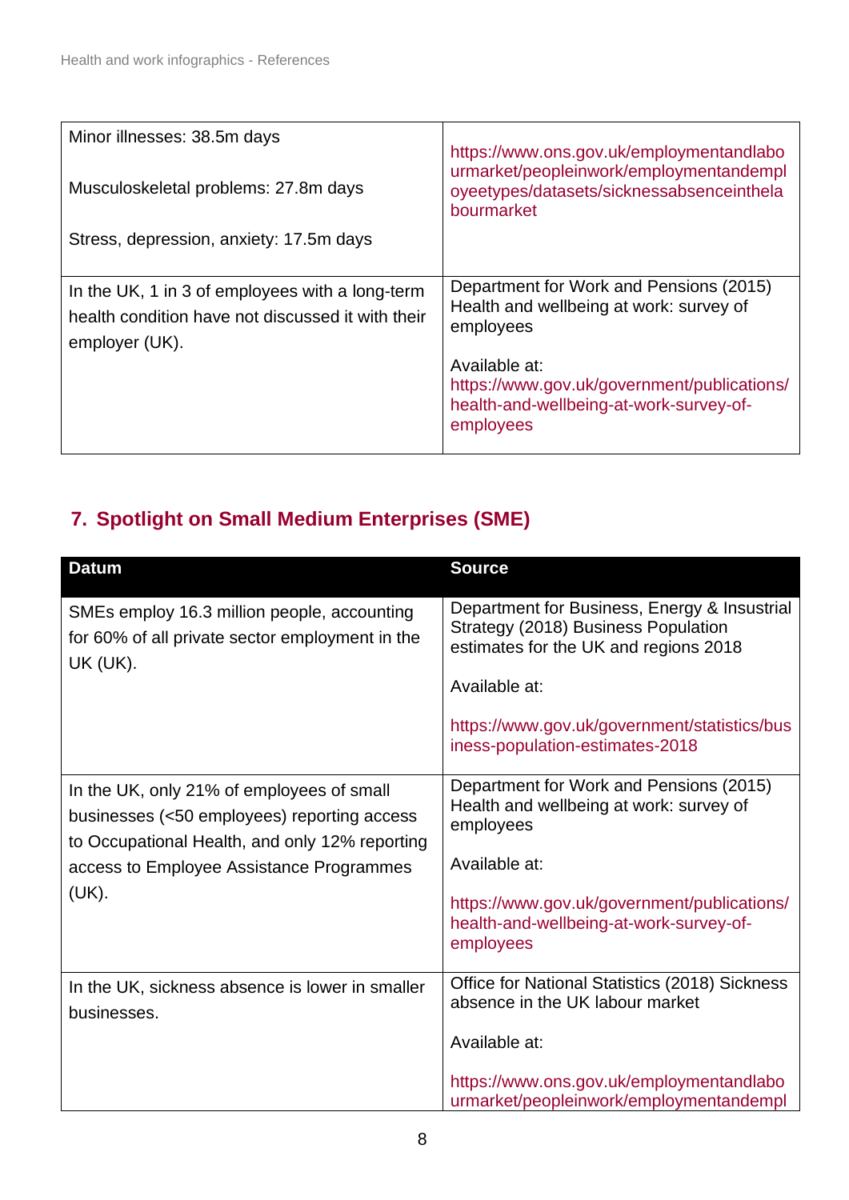| | |
|---|---|
| Minor illnesses: 38.5m days<br><br>Musculoskeletal problems: 27.8m days<br><br>Stress, depression, anxiety: 17.5m days | https://www.ons.gov.uk/employmentandlabourmarket/peopleinwork/employmentandemployeetypes/datasets/sicknessabsenceinthelabourmarket |
| In the UK, 1 in 3 of employees with a long-term health condition have not discussed it with their employer (UK). | Department for Work and Pensions (2015) Health and wellbeing at work: survey of employees<br><br>Available at: https://www.gov.uk/government/publications/health-and-wellbeing-at-work-survey-of-employees |

## 7. Spotlight on Small Medium Enterprises (SME)

| Datum | Source |
|---|---|
| SMEs employ 16.3 million people, accounting for 60% of all private sector employment in the UK (UK). | Department for Business, Energy & Insustrial Strategy (2018) Business Population estimates for the UK and regions 2018<br><br>Available at:<br><br>https://www.gov.uk/government/statistics/business-population-estimates-2018 |
| In the UK, only 21% of employees of small businesses (<50 employees) reporting access to Occupational Health, and only 12% reporting access to Employee Assistance Programmes (UK). | Department for Work and Pensions (2015) Health and wellbeing at work: survey of employees<br><br>Available at:<br><br>https://www.gov.uk/government/publications/health-and-wellbeing-at-work-survey-of-employees |
| In the UK, sickness absence is lower in smaller businesses. | Office for National Statistics (2018) Sickness absence in the UK labour market<br><br>Available at:<br><br>https://www.ons.gov.uk/employmentandlabourmarket/peopleinwork/employmentandempl |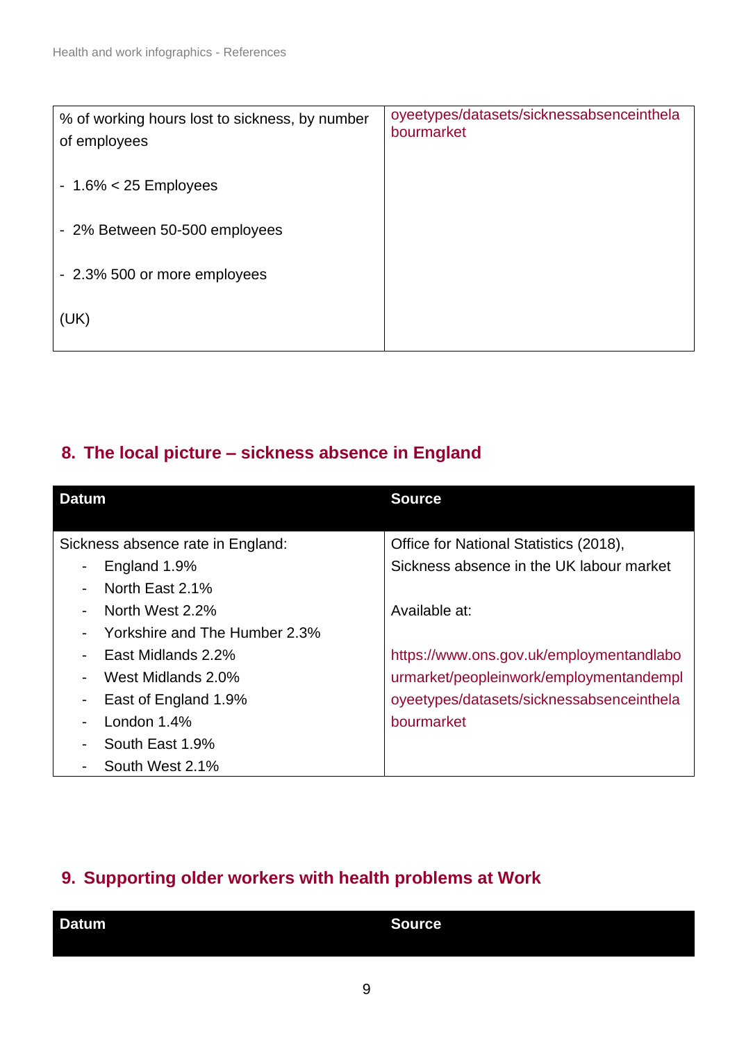| | |
|---|---|
| % of working hours lost to sickness, by number of employees<br><br>- 1.6% < 25 Employees<br><br>- 2% Between 50-500 employees<br><br>- 2.3% 500 or more employees<br><br>(UK) | oyeetypes/datasets/sicknessabsenceinthelabourmarket |

## 8. The local picture – sickness absence in England

| Datum | Source |
|---|---|
| Sickness absence rate in England:<br>- England 1.9%<br>- North East 2.1%<br>- North West 2.2%<br>- Yorkshire and The Humber 2.3%<br>- East Midlands 2.2%<br>- West Midlands 2.0%<br>- East of England 1.9%<br>- London 1.4%<br>- South East 1.9%<br>- South West 2.1% | Office for National Statistics (2018), Sickness absence in the UK labour market<br><br>Available at:<br><br>https://www.ons.gov.uk/employmentandlabourmarket/peopleinwork/employmentandemployeetypes/datasets/sicknessabsenceinthelabourmarket |

## 9. Supporting older workers with health problems at Work

| Datum | Source |
|---|---|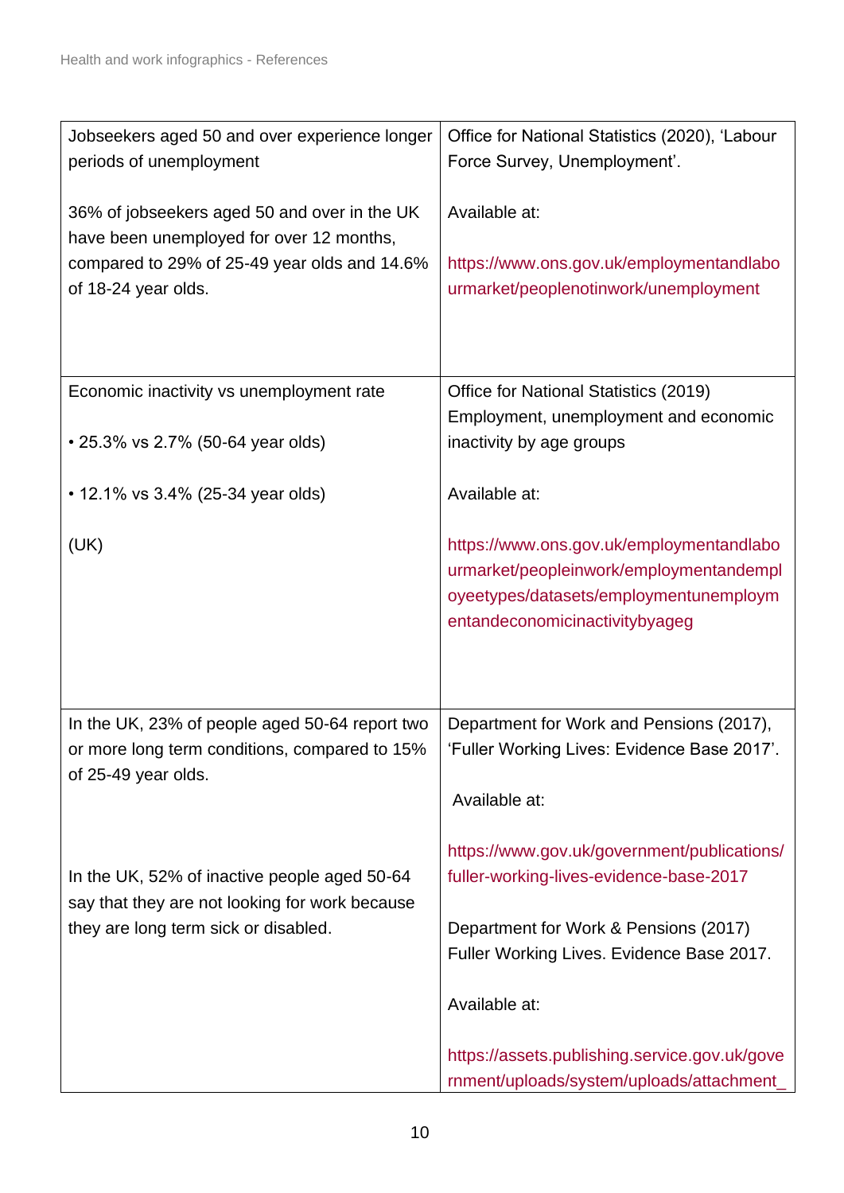| | |
|---|---|
| Jobseekers aged 50 and over experience longer periods of unemployment<br><br>36% of jobseekers aged 50 and over in the UK have been unemployed for over 12 months, compared to 29% of 25-49 year olds and 14.6% of 18-24 year olds. | Office for National Statistics (2020), 'Labour Force Survey, Unemployment'.<br><br>Available at:<br><br>https://www.ons.gov.uk/employmentandlabourmarket/peoplenotinwork/unemployment |
| Economic inactivity vs unemployment rate<br><br>• 25.3% vs 2.7% (50-64 year olds)<br><br>• 12.1% vs 3.4% (25-34 year olds)<br><br>(UK) | Office for National Statistics (2019) Employment, unemployment and economic inactivity by age groups<br><br>Available at:<br><br>https://www.ons.gov.uk/employmentandlabourmarket/peopleinwork/employmentandemployeetypes/datasets/employmentunemploymentandeconomicinactivitybyageg |
| In the UK, 23% of people aged 50-64 report two or more long term conditions, compared to 15% of 25-49 year olds.<br><br>In the UK, 52% of inactive people aged 50-64 say that they are not looking for work because they are long term sick or disabled. | Department for Work and Pensions (2017), 'Fuller Working Lives: Evidence Base 2017'.<br><br>Available at:<br><br>https://www.gov.uk/government/publications/fuller-working-lives-evidence-base-2017<br><br>Department for Work & Pensions (2017) Fuller Working Lives. Evidence Base 2017.<br><br>Available at:<br><br>https://assets.publishing.service.gov.uk/government/uploads/system/uploads/attachment_ |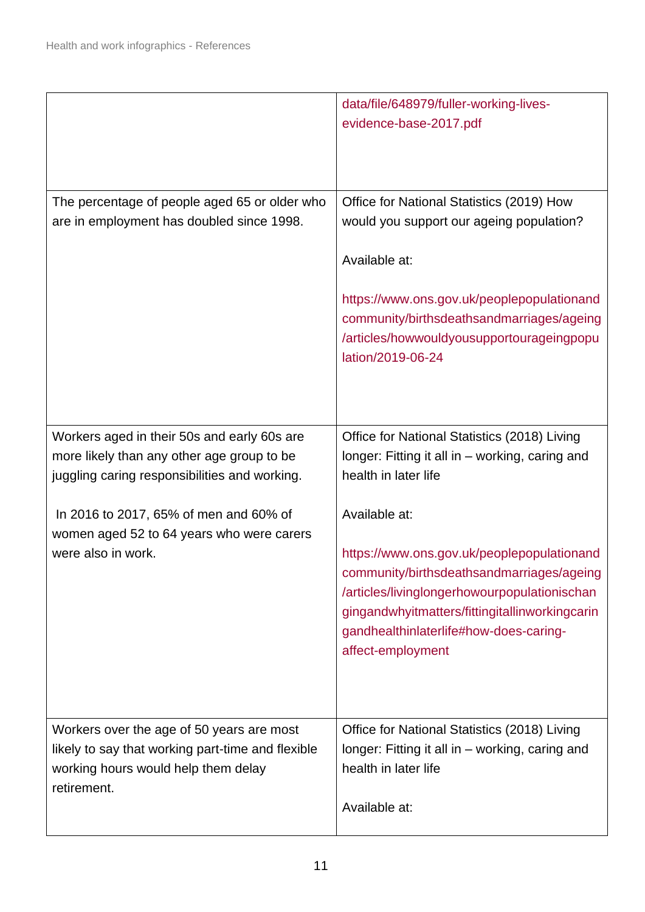| | |
|---|---|
| | data/file/648979/fuller-working-lives-evidence-base-2017.pdf |
| The percentage of people aged 65 or older who are in employment has doubled since 1998. | Office for National Statistics (2019) How would you support our ageing population?<br><br>Available at:<br><br>https://www.ons.gov.uk/peoplepopulationandcommunity/birthsdeathsandmarriages/ageing/articles/howwouldyousupportourageingpopulation/2019-06-24 |
| Workers aged in their 50s and early 60s are more likely than any other age group to be juggling caring responsibilities and working.<br><br>In 2016 to 2017, 65% of men and 60% of women aged 52 to 64 years who were carers were also in work. | Office for National Statistics (2018) Living longer: Fitting it all in – working, caring and health in later life<br><br>Available at:<br><br>https://www.ons.gov.uk/peoplepopulationandcommunity/birthsdeathsandmarriages/ageing/articles/livinglongerhowourpopulationischangingandwhyitmatters/fittingitallinworkingcaringandhealthinlaterlife#how-does-caring-affect-employment |
| Workers over the age of 50 years are most likely to say that working part-time and flexible working hours would help them delay retirement. | Office for National Statistics (2018) Living longer: Fitting it all in – working, caring and health in later life<br><br>Available at: |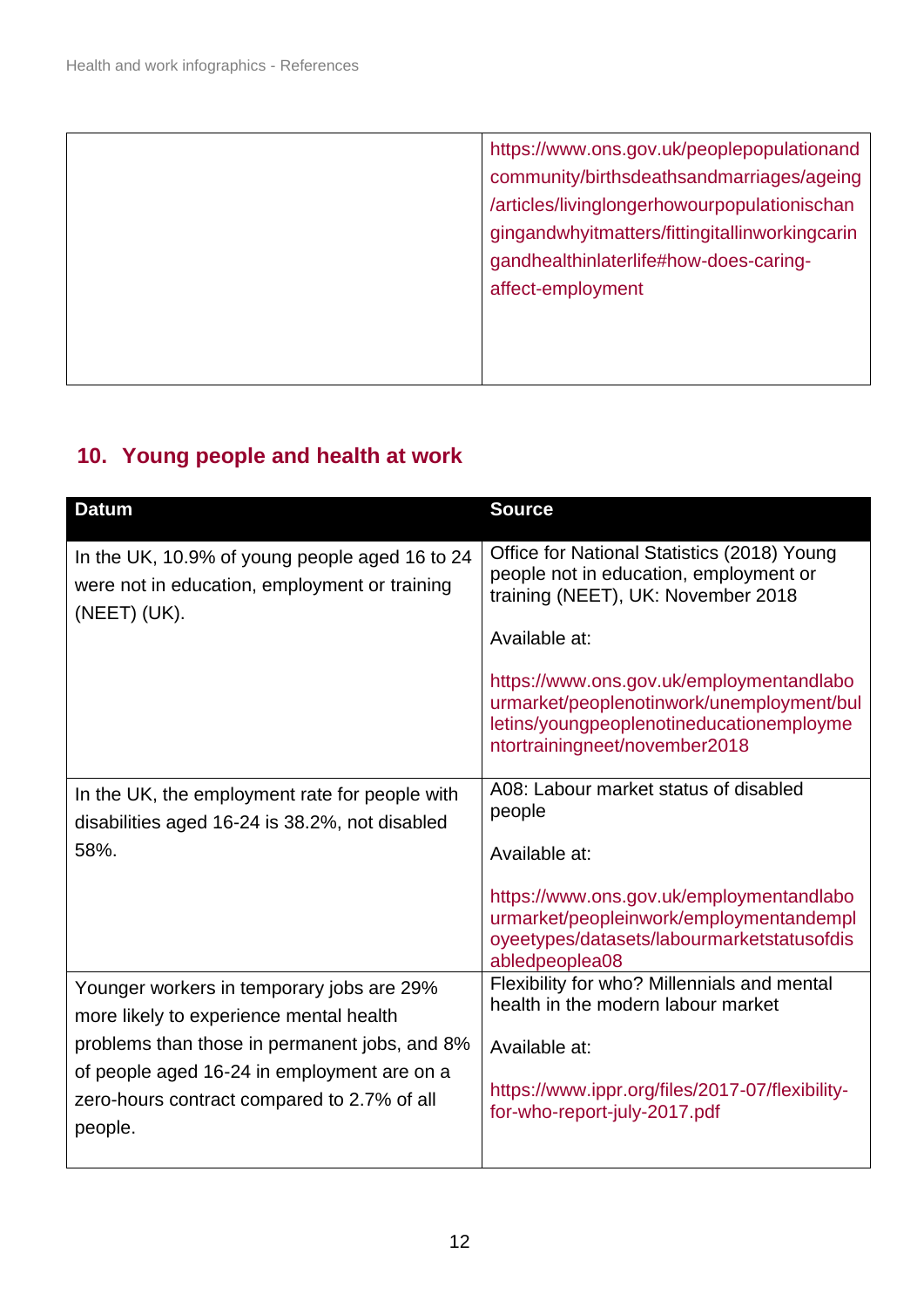| | |
|---|---|
| | https://www.ons.gov.uk/peoplepopulationandcommunity/birthsdeathsandmarriages/ageing/articles/livinglongerhowourpopulationischangingandwhyitmatters/fittingitallinworkingcaringandhealthinlaterlife#how-does-caring-affect-employment |

## 10. Young people and health at work

| Datum | Source |
|---|---|
| In the UK, 10.9% of young people aged 16 to 24 were not in education, employment or training (NEET) (UK). | Office for National Statistics (2018) Young people not in education, employment or training (NEET), UK: November 2018<br><br>Available at:<br><br>https://www.ons.gov.uk/employmentandlabourmarket/peoplenotinwork/unemployment/bulletins/youngpeoplenotineducationemploymentortrainingneet/november2018 |
| In the UK, the employment rate for people with disabilities aged 16-24 is 38.2%, not disabled 58%. | A08: Labour market status of disabled people<br><br>Available at:<br><br>https://www.ons.gov.uk/employmentandlabourmarket/peopleinwork/employmentandemployeetypes/datasets/labourmarketstatusofdisabledpeoplea08 |
| Younger workers in temporary jobs are 29% more likely to experience mental health problems than those in permanent jobs, and 8% of people aged 16-24 in employment are on a zero-hours contract compared to 2.7% of all people. | Flexibility for who? Millennials and mental health in the modern labour market<br><br>Available at:<br><br>https://www.ippr.org/files/2017-07/flexibility-for-who-report-july-2017.pdf |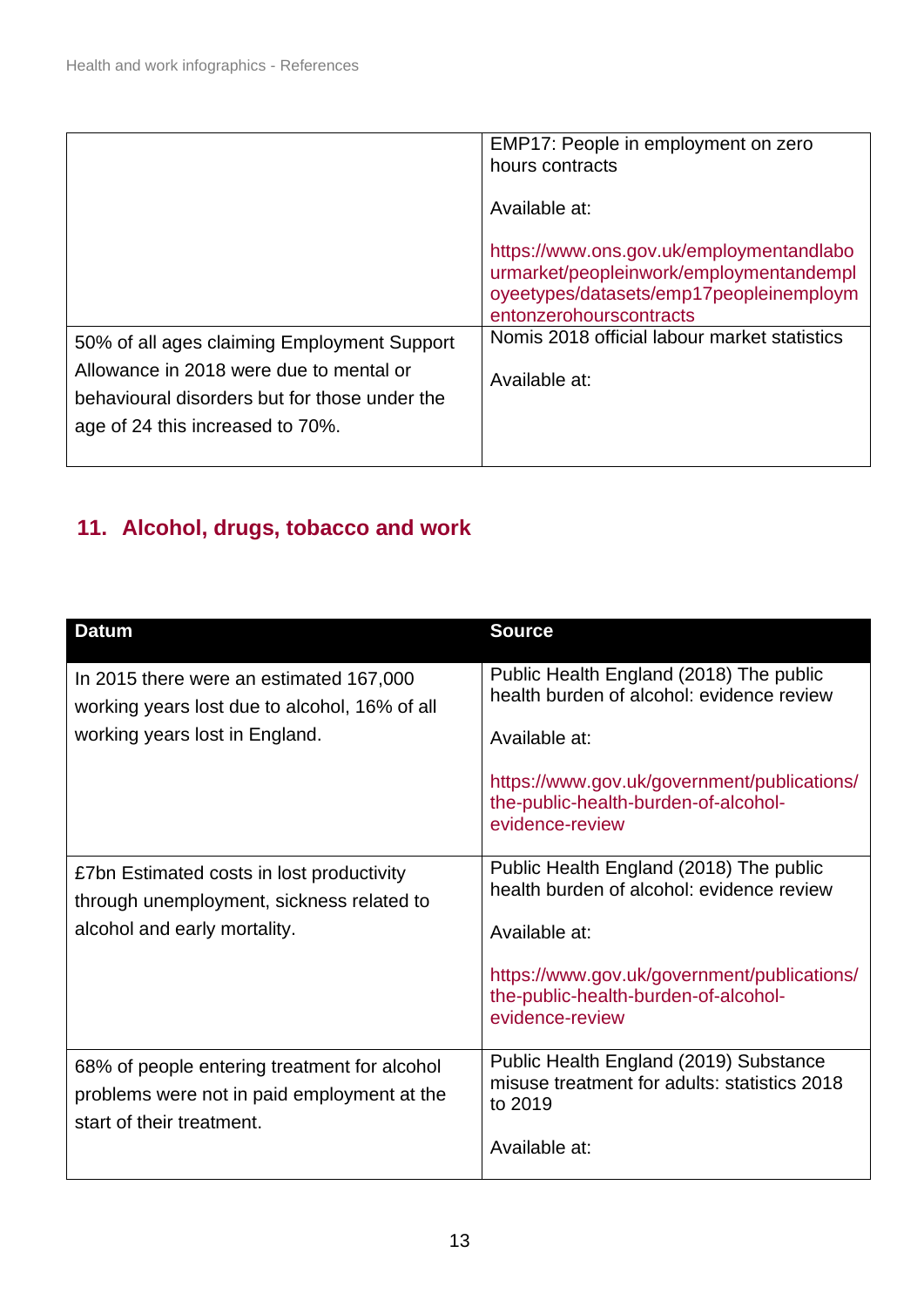| | |
|---|---|
| | EMP17: People in employment on zero hours contracts<br><br>Available at:<br><br>https://www.ons.gov.uk/employmentandlabourmarket/peopleinwork/employmentandemployeetypes/datasets/emp17peopleinemploymentonzerohourscontracts |
| 50% of all ages claiming Employment Support Allowance in 2018 were due to mental or behavioural disorders but for those under the age of 24 this increased to 70%. | Nomis 2018 official labour market statistics<br><br>Available at: |

## 11. Alcohol, drugs, tobacco and work

| Datum | Source |
|---|---|
| In 2015 there were an estimated 167,000 working years lost due to alcohol, 16% of all working years lost in England. | Public Health England (2018) The public health burden of alcohol: evidence review<br><br>Available at:<br><br>https://www.gov.uk/government/publications/the-public-health-burden-of-alcohol-evidence-review |
| £7bn Estimated costs in lost productivity through unemployment, sickness related to alcohol and early mortality. | Public Health England (2018) The public health burden of alcohol: evidence review<br><br>Available at:<br><br>https://www.gov.uk/government/publications/the-public-health-burden-of-alcohol-evidence-review |
| 68% of people entering treatment for alcohol problems were not in paid employment at the start of their treatment. | Public Health England (2019) Substance misuse treatment for adults: statistics 2018 to 2019<br><br>Available at: |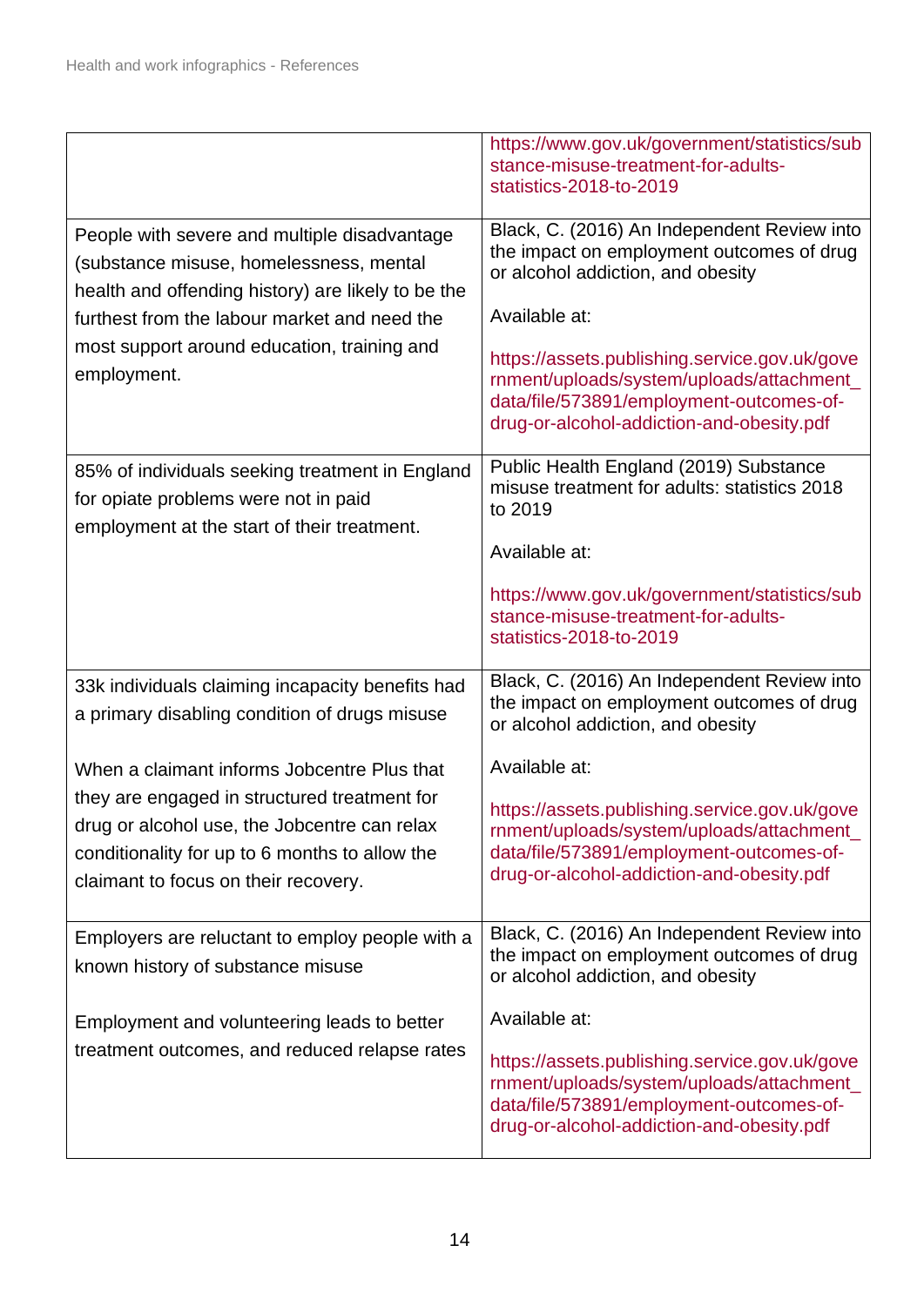| | |
|---|---|
| | https://www.gov.uk/government/statistics/substance-misuse-treatment-for-adults-statistics-2018-to-2019 |
| People with severe and multiple disadvantage (substance misuse, homelessness, mental health and offending history) are likely to be the furthest from the labour market and need the most support around education, training and employment. | Black, C. (2016) An Independent Review into the impact on employment outcomes of drug or alcohol addiction, and obesity<br><br>Available at:<br><br>https://assets.publishing.service.gov.uk/government/uploads/system/uploads/attachment_data/file/573891/employment-outcomes-of-drug-or-alcohol-addiction-and-obesity.pdf |
| 85% of individuals seeking treatment in England for opiate problems were not in paid employment at the start of their treatment. | Public Health England (2019) Substance misuse treatment for adults: statistics 2018 to 2019<br><br>Available at:<br><br>https://www.gov.uk/government/statistics/substance-misuse-treatment-for-adults-statistics-2018-to-2019 |
| 33k individuals claiming incapacity benefits had a primary disabling condition of drugs misuse<br><br>When a claimant informs Jobcentre Plus that they are engaged in structured treatment for drug or alcohol use, the Jobcentre can relax conditionality for up to 6 months to allow the claimant to focus on their recovery. | Black, C. (2016) An Independent Review into the impact on employment outcomes of drug or alcohol addiction, and obesity<br><br>Available at:<br><br>https://assets.publishing.service.gov.uk/government/uploads/system/uploads/attachment_data/file/573891/employment-outcomes-of-drug-or-alcohol-addiction-and-obesity.pdf |
| Employers are reluctant to employ people with a known history of substance misuse<br><br>Employment and volunteering leads to better treatment outcomes, and reduced relapse rates | Black, C. (2016) An Independent Review into the impact on employment outcomes of drug or alcohol addiction, and obesity<br><br>Available at:<br><br>https://assets.publishing.service.gov.uk/government/uploads/system/uploads/attachment_data/file/573891/employment-outcomes-of-drug-or-alcohol-addiction-and-obesity.pdf |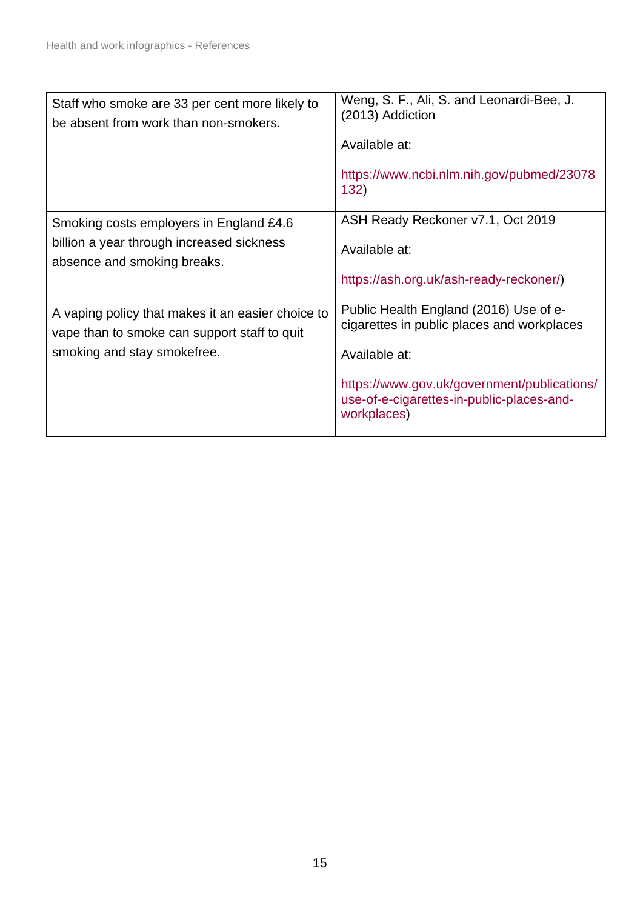| | |
|---|---|
| Staff who smoke are 33 per cent more likely to be absent from work than non-smokers. | Weng, S. F., Ali, S. and Leonardi-Bee, J. (2013) Addiction<br><br>Available at:<br><br>https://www.ncbi.nlm.nih.gov/pubmed/23078132) |
| Smoking costs employers in England £4.6 billion a year through increased sickness absence and smoking breaks. | ASH Ready Reckoner v7.1, Oct 2019<br><br>Available at:<br><br>https://ash.org.uk/ash-ready-reckoner/) |
| A vaping policy that makes it an easier choice to vape than to smoke can support staff to quit smoking and stay smokefree. | Public Health England (2016) Use of e-cigarettes in public places and workplaces<br><br>Available at:<br><br>https://www.gov.uk/government/publications/use-of-e-cigarettes-in-public-places-and-workplaces) |